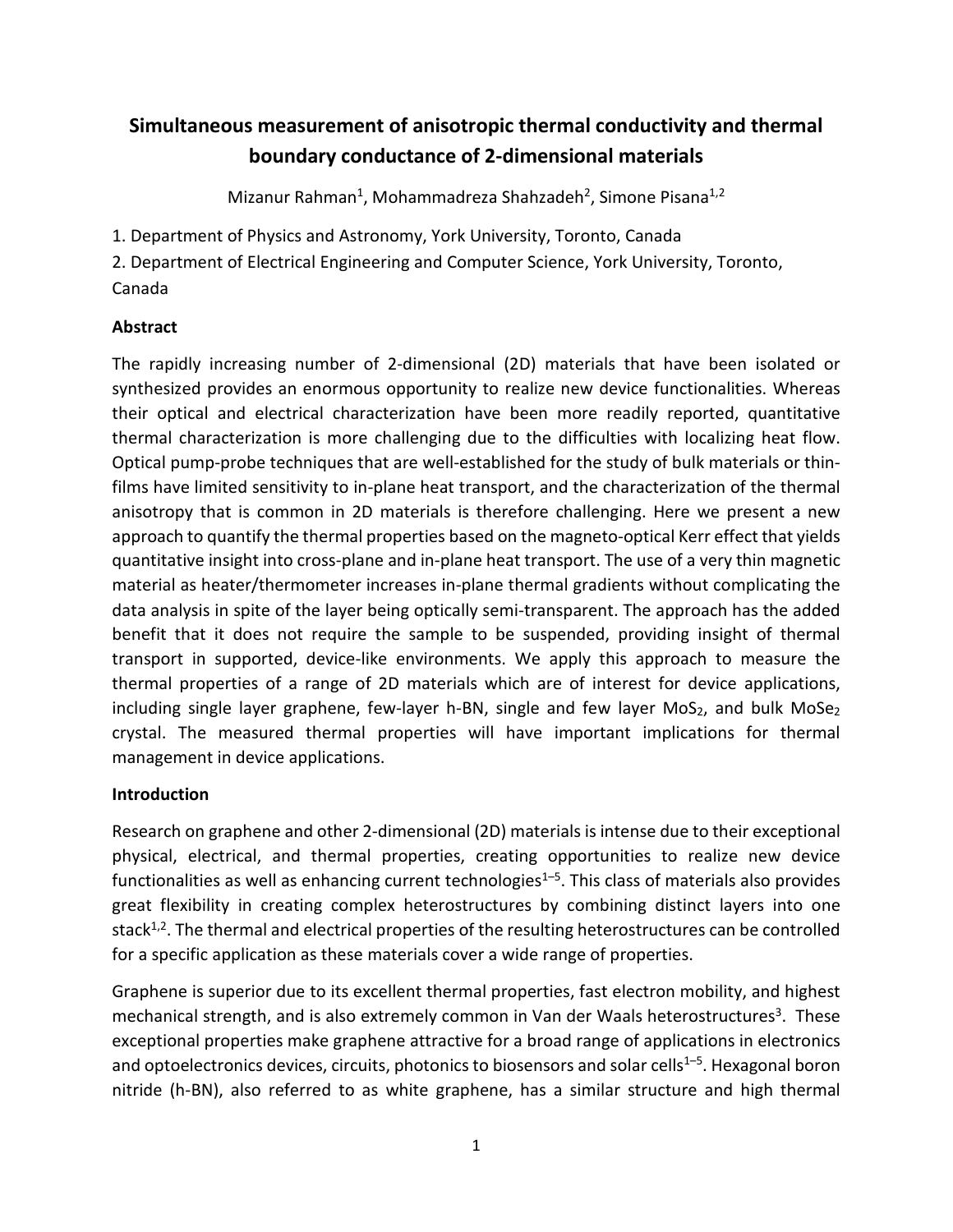# Simultaneous measurement of anisotropic thermal conductivity and thermal boundary conductance of 2-dimensional materials

Mizanur Rahman[1], Mohammadreza Shahzadeh[2], Simone Pisana[1,2]

1. Department of Physics and Astronomy, York University, Toronto, Canada
2. Department of Electrical Engineering and Computer Science, York University, Toronto, Canada

## Abstract

The rapidly increasing number of 2-dimensional (2D) materials that have been isolated or synthesized provides an enormous opportunity to realize new device functionalities. Whereas their optical and electrical characterization have been more readily reported, quantitative thermal characterization is more challenging due to the difficulties with localizing heat flow. Optical pump-probe techniques that are well-established for the study of bulk materials or thin-films have limited sensitivity to in-plane heat transport, and the characterization of the thermal anisotropy that is common in 2D materials is therefore challenging. Here we present a new approach to quantify the thermal properties based on the magneto-optical Kerr effect that yields quantitative insight into cross-plane and in-plane heat transport. The use of a very thin magnetic material as heater/thermometer increases in-plane thermal gradients without complicating the data analysis in spite of the layer being optically semi-transparent. The approach has the added benefit that it does not require the sample to be suspended, providing insight of thermal transport in supported, device-like environments. We apply this approach to measure the thermal properties of a range of 2D materials which are of interest for device applications, including single layer graphene, few-layer h-BN, single and few layer $MoS_2$, and bulk $MoSe_2$ crystal. The measured thermal properties will have important implications for thermal management in device applications.

## Introduction

Research on graphene and other 2-dimensional (2D) materials is intense due to their exceptional physical, electrical, and thermal properties, creating opportunities to realize new device functionalities as well as enhancing current technologies[1–5]. This class of materials also provides great flexibility in creating complex heterostructures by combining distinct layers into one stack[1,2]. The thermal and electrical properties of the resulting heterostructures can be controlled for a specific application as these materials cover a wide range of properties.

Graphene is superior due to its excellent thermal properties, fast electron mobility, and highest mechanical strength, and is also extremely common in Van der Waals heterostructures[3]. These exceptional properties make graphene attractive for a broad range of applications in electronics and optoelectronics devices, circuits, photonics to biosensors and solar cells[1–5]. Hexagonal boron nitride (h-BN), also referred to as white graphene, has a similar structure and high thermal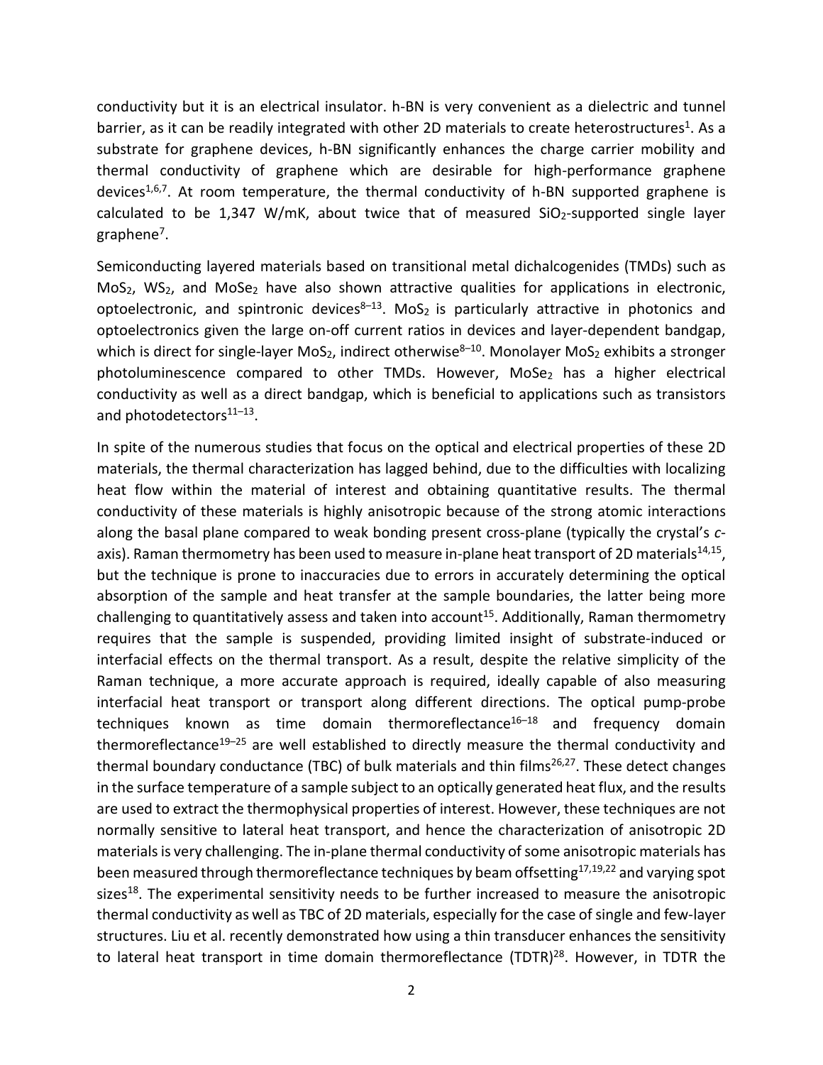conductivity but it is an electrical insulator. h-BN is very convenient as a dielectric and tunnel barrier, as it can be readily integrated with other 2D materials to create heterostructures[1]. As a substrate for graphene devices, h-BN significantly enhances the charge carrier mobility and thermal conductivity of graphene which are desirable for high-performance graphene devices[1,6,7]. At room temperature, the thermal conductivity of h-BN supported graphene is calculated to be 1,347 W/mK, about twice that of measured $SiO_2$-supported single layer graphene[7].

Semiconducting layered materials based on transitional metal dichalcogenides (TMDs) such as $MoS_2$, $WS_2$, and $MoSe_2$ have also shown attractive qualities for applications in electronic, optoelectronic, and spintronic devices[8–13]. $MoS_2$ is particularly attractive in photonics and optoelectronics given the large on-off current ratios in devices and layer-dependent bandgap, which is direct for single-layer $MoS_2$, indirect otherwise[8–10]. Monolayer $MoS_2$ exhibits a stronger photoluminescence compared to other TMDs. However, $MoSe_2$ has a higher electrical conductivity as well as a direct bandgap, which is beneficial to applications such as transistors and photodetectors[11–13].

In spite of the numerous studies that focus on the optical and electrical properties of these 2D materials, the thermal characterization has lagged behind, due to the difficulties with localizing heat flow within the material of interest and obtaining quantitative results. The thermal conductivity of these materials is highly anisotropic because of the strong atomic interactions along the basal plane compared to weak bonding present cross-plane (typically the crystal's *c*-axis). Raman thermometry has been used to measure in-plane heat transport of 2D materials[14,15], but the technique is prone to inaccuracies due to errors in accurately determining the optical absorption of the sample and heat transfer at the sample boundaries, the latter being more challenging to quantitatively assess and taken into account[15]. Additionally, Raman thermometry requires that the sample is suspended, providing limited insight of substrate-induced or interfacial effects on the thermal transport. As a result, despite the relative simplicity of the Raman technique, a more accurate approach is required, ideally capable of also measuring interfacial heat transport or transport along different directions. The optical pump-probe techniques known as time domain thermoreflectance[16–18] and frequency domain thermoreflectance[19–25] are well established to directly measure the thermal conductivity and thermal boundary conductance (TBC) of bulk materials and thin films[26,27]. These detect changes in the surface temperature of a sample subject to an optically generated heat flux, and the results are used to extract the thermophysical properties of interest. However, these techniques are not normally sensitive to lateral heat transport, and hence the characterization of anisotropic 2D materials is very challenging. The in-plane thermal conductivity of some anisotropic materials has been measured through thermoreflectance techniques by beam offsetting[17,19,22] and varying spot sizes[18]. The experimental sensitivity needs to be further increased to measure the anisotropic thermal conductivity as well as TBC of 2D materials, especially for the case of single and few-layer structures. Liu et al. recently demonstrated how using a thin transducer enhances the sensitivity to lateral heat transport in time domain thermoreflectance (TDTR)[28]. However, in TDTR the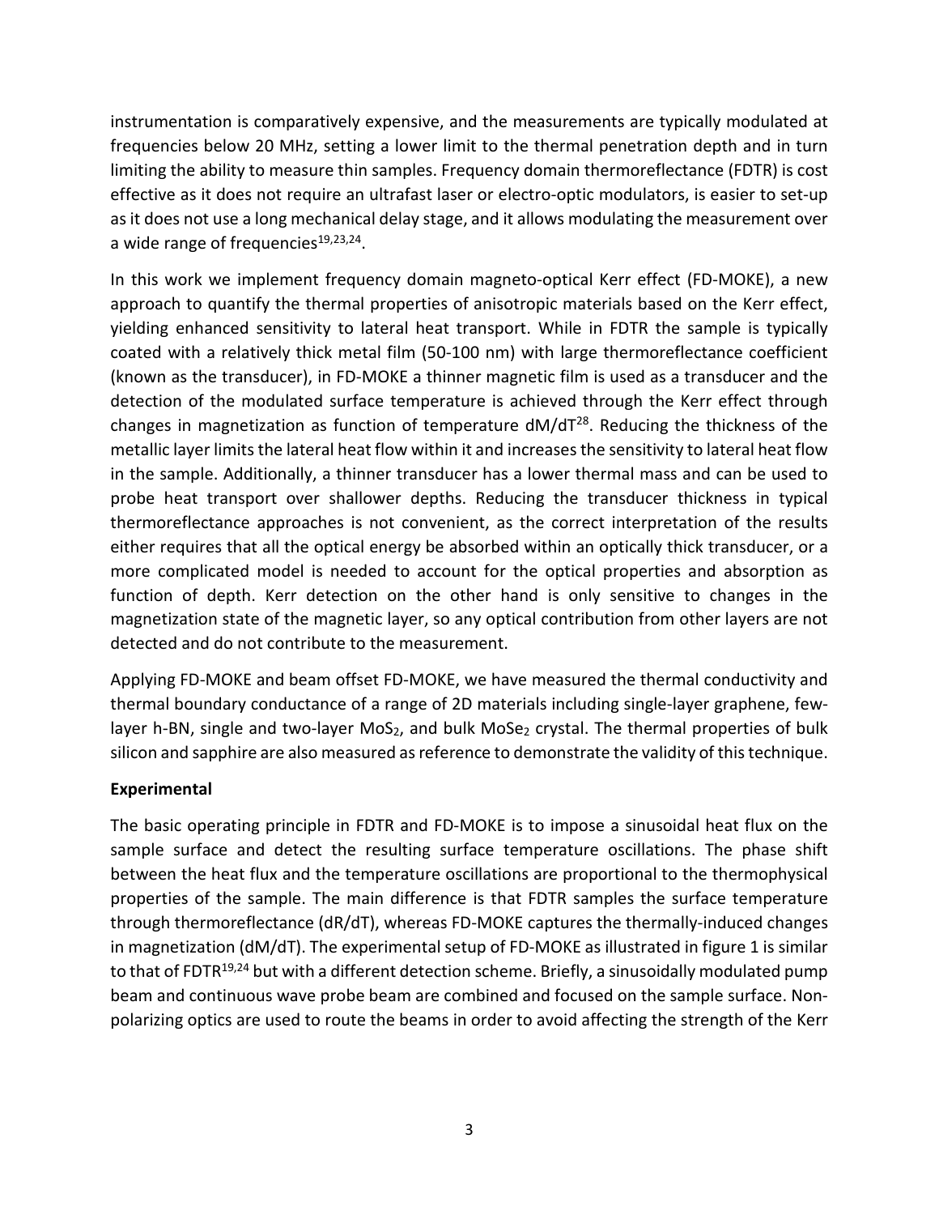instrumentation is comparatively expensive, and the measurements are typically modulated at frequencies below 20 MHz, setting a lower limit to the thermal penetration depth and in turn limiting the ability to measure thin samples. Frequency domain thermoreflectance (FDTR) is cost effective as it does not require an ultrafast laser or electro-optic modulators, is easier to set-up as it does not use a long mechanical delay stage, and it allows modulating the measurement over a wide range of frequencies[19,23,24].

In this work we implement frequency domain magneto-optical Kerr effect (FD-MOKE), a new approach to quantify the thermal properties of anisotropic materials based on the Kerr effect, yielding enhanced sensitivity to lateral heat transport. While in FDTR the sample is typically coated with a relatively thick metal film (50-100 nm) with large thermoreflectance coefficient (known as the transducer), in FD-MOKE a thinner magnetic film is used as a transducer and the detection of the modulated surface temperature is achieved through the Kerr effect through changes in magnetization as function of temperature $dM/dT$[28]. Reducing the thickness of the metallic layer limits the lateral heat flow within it and increases the sensitivity to lateral heat flow in the sample. Additionally, a thinner transducer has a lower thermal mass and can be used to probe heat transport over shallower depths. Reducing the transducer thickness in typical thermoreflectance approaches is not convenient, as the correct interpretation of the results either requires that all the optical energy be absorbed within an optically thick transducer, or a more complicated model is needed to account for the optical properties and absorption as function of depth. Kerr detection on the other hand is only sensitive to changes in the magnetization state of the magnetic layer, so any optical contribution from other layers are not detected and do not contribute to the measurement.

Applying FD-MOKE and beam offset FD-MOKE, we have measured the thermal conductivity and thermal boundary conductance of a range of 2D materials including single-layer graphene, few-layer h-BN, single and two-layer $MoS_2$, and bulk $MoSe_2$ crystal. The thermal properties of bulk silicon and sapphire are also measured as reference to demonstrate the validity of this technique.

**Experimental**

The basic operating principle in FDTR and FD-MOKE is to impose a sinusoidal heat flux on the sample surface and detect the resulting surface temperature oscillations. The phase shift between the heat flux and the temperature oscillations are proportional to the thermophysical properties of the sample. The main difference is that FDTR samples the surface temperature through thermoreflectance ($dR/dT$), whereas FD-MOKE captures the thermally-induced changes in magnetization ($dM/dT$). The experimental setup of FD-MOKE as illustrated in figure 1 is similar to that of FDTR[19,24] but with a different detection scheme. Briefly, a sinusoidally modulated pump beam and continuous wave probe beam are combined and focused on the sample surface. Non-polarizing optics are used to route the beams in order to avoid affecting the strength of the Kerr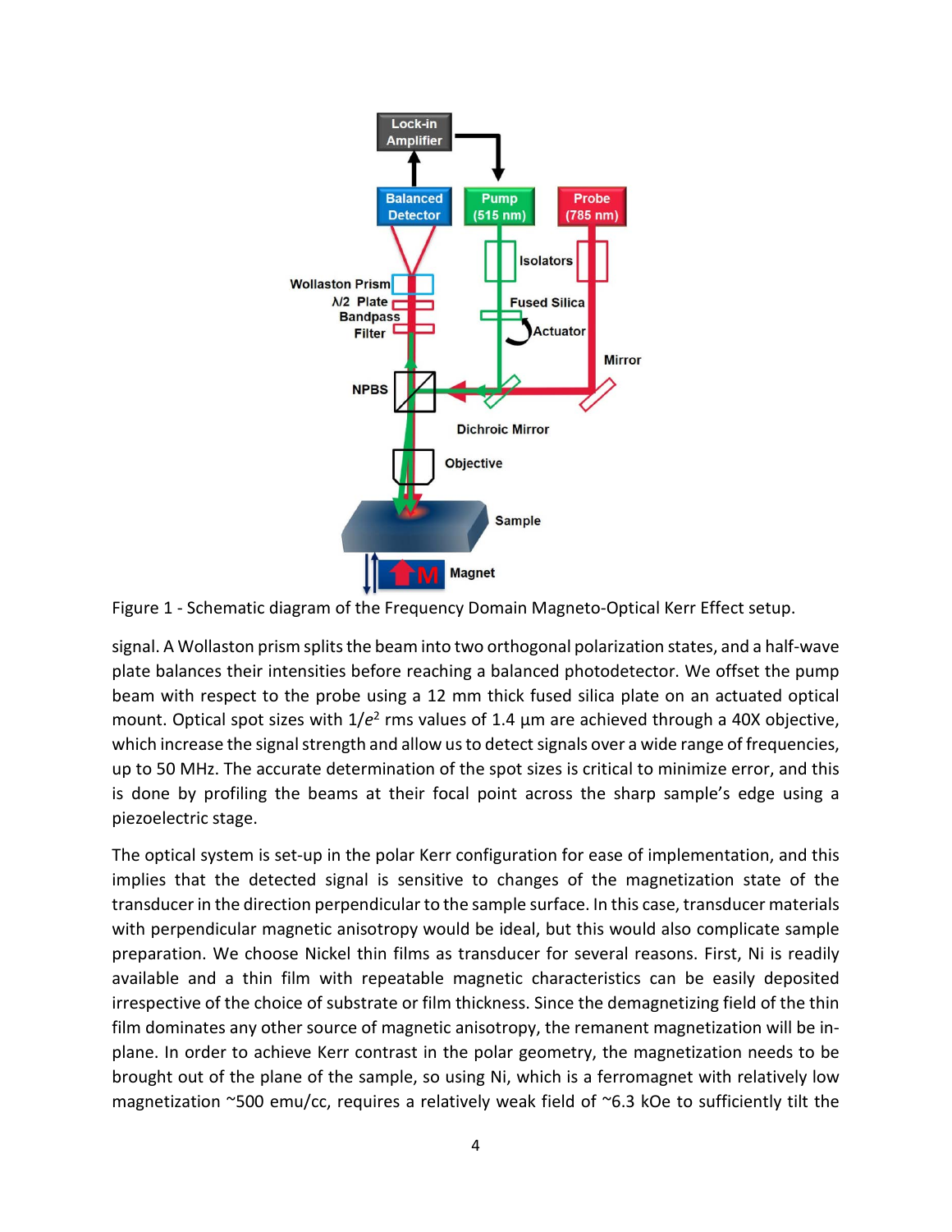Figure 1 - Schematic diagram of the Frequency Domain Magneto-Optical Kerr Effect setup.

signal. A Wollaston prism splits the beam into two orthogonal polarization states, and a half-wave plate balances their intensities before reaching a balanced photodetector. We offset the pump beam with respect to the probe using a 12 mm thick fused silica plate on an actuated optical mount. Optical spot sizes with $1/e^2$ rms values of 1.4 µm are achieved through a 40X objective, which increase the signal strength and allow us to detect signals over a wide range of frequencies, up to 50 MHz. The accurate determination of the spot sizes is critical to minimize error, and this is done by profiling the beams at their focal point across the sharp sample's edge using a piezoelectric stage.

The optical system is set-up in the polar Kerr configuration for ease of implementation, and this implies that the detected signal is sensitive to changes of the magnetization state of the transducer in the direction perpendicular to the sample surface. In this case, transducer materials with perpendicular magnetic anisotropy would be ideal, but this would also complicate sample preparation. We choose Nickel thin films as transducer for several reasons. First, Ni is readily available and a thin film with repeatable magnetic characteristics can be easily deposited irrespective of the choice of substrate or film thickness. Since the demagnetizing field of the thin film dominates any other source of magnetic anisotropy, the remanent magnetization will be in-plane. In order to achieve Kerr contrast in the polar geometry, the magnetization needs to be brought out of the plane of the sample, so using Ni, which is a ferromagnet with relatively low magnetization ~500 emu/cc, requires a relatively weak field of ~6.3 kOe to sufficiently tilt the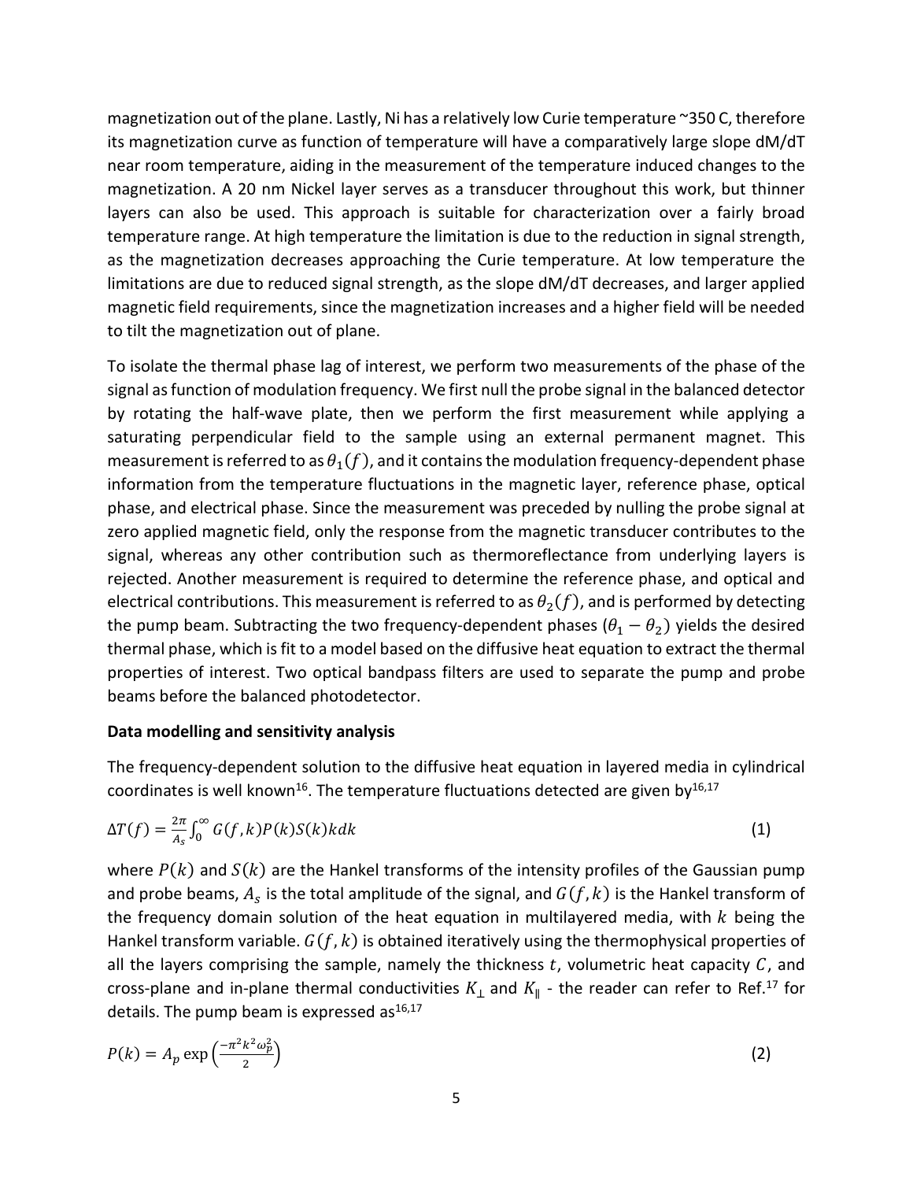magnetization out of the plane. Lastly, Ni has a relatively low Curie temperature ~350 C, therefore its magnetization curve as function of temperature will have a comparatively large slope dM/dT near room temperature, aiding in the measurement of the temperature induced changes to the magnetization. A 20 nm Nickel layer serves as a transducer throughout this work, but thinner layers can also be used. This approach is suitable for characterization over a fairly broad temperature range. At high temperature the limitation is due to the reduction in signal strength, as the magnetization decreases approaching the Curie temperature. At low temperature the limitations are due to reduced signal strength, as the slope dM/dT decreases, and larger applied magnetic field requirements, since the magnetization increases and a higher field will be needed to tilt the magnetization out of plane.

To isolate the thermal phase lag of interest, we perform two measurements of the phase of the signal as function of modulation frequency. We first null the probe signal in the balanced detector by rotating the half-wave plate, then we perform the first measurement while applying a saturating perpendicular field to the sample using an external permanent magnet. This measurement is referred to as $\theta_1(f)$, and it contains the modulation frequency-dependent phase information from the temperature fluctuations in the magnetic layer, reference phase, optical phase, and electrical phase. Since the measurement was preceded by nulling the probe signal at zero applied magnetic field, only the response from the magnetic transducer contributes to the signal, whereas any other contribution such as thermoreflectance from underlying layers is rejected. Another measurement is required to determine the reference phase, and optical and electrical contributions. This measurement is referred to as $\theta_2(f)$, and is performed by detecting the pump beam. Subtracting the two frequency-dependent phases $(\theta_1 - \theta_2)$ yields the desired thermal phase, which is fit to a model based on the diffusive heat equation to extract the thermal properties of interest. Two optical bandpass filters are used to separate the pump and probe beams before the balanced photodetector.

**Data modelling and sensitivity analysis**

The frequency-dependent solution to the diffusive heat equation in layered media in cylindrical coordinates is well known[16]. The temperature fluctuations detected are given by[16,17]

$$\Delta T(f) = \frac{2\pi}{A_s}\int_0^\infty G(f,k)P(k)S(k)kdk \tag{1}$$

where $P(k)$ and $S(k)$ are the Hankel transforms of the intensity profiles of the Gaussian pump and probe beams, $A_s$ is the total amplitude of the signal, and $G(f,k)$ is the Hankel transform of the frequency domain solution of the heat equation in multilayered media, with $k$ being the Hankel transform variable. $G(f,k)$ is obtained iteratively using the thermophysical properties of all the layers comprising the sample, namely the thickness $t$, volumetric heat capacity $C$, and cross-plane and in-plane thermal conductivities $K_\perp$ and $K_\parallel$ - the reader can refer to Ref.[17] for details. The pump beam is expressed as[16,17]

$$P(k) = A_p \exp\left(\frac{-\pi^2 k^2 \omega_p^2}{2}\right) \tag{2}$$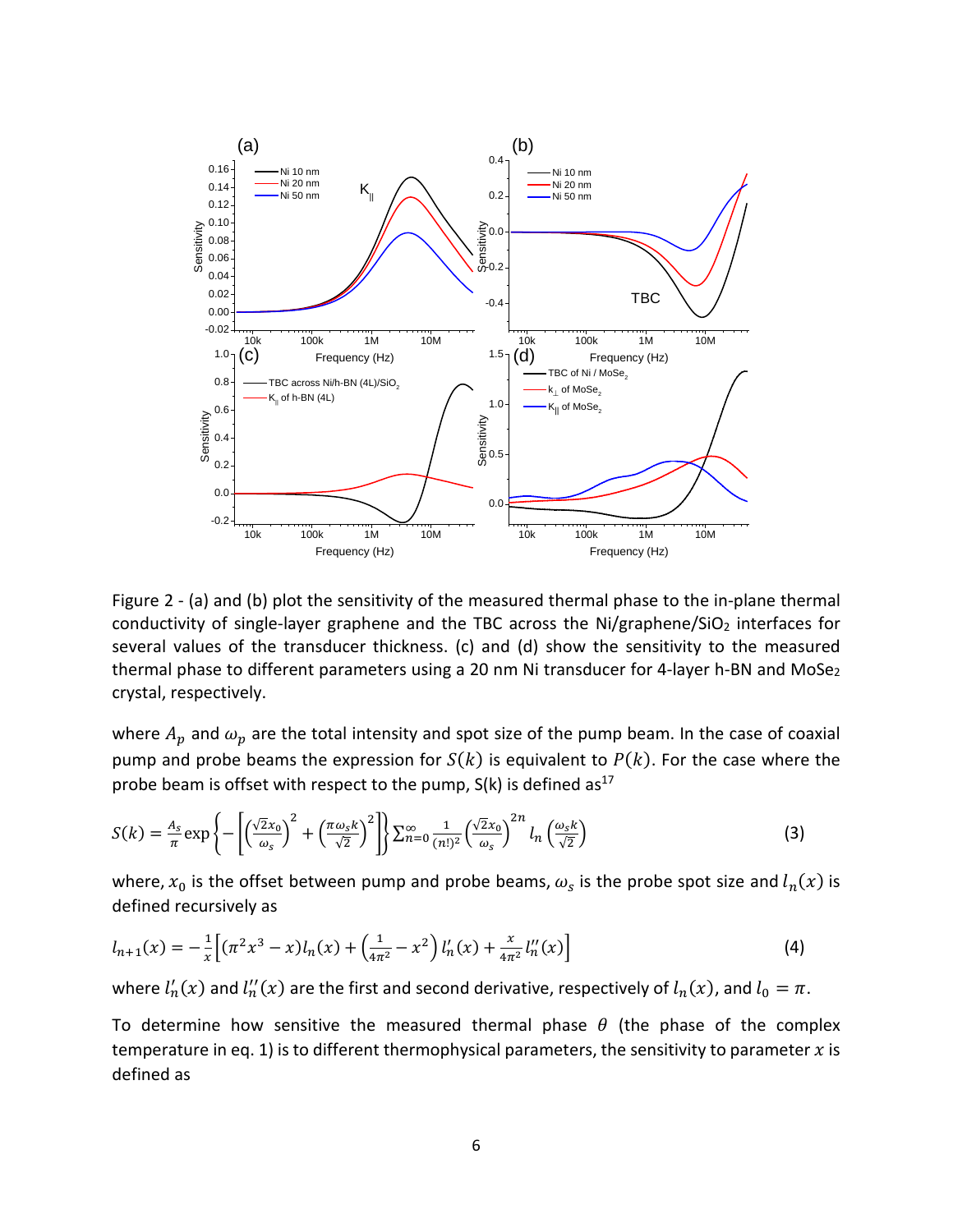Figure 2 - (a) and (b) plot the sensitivity of the measured thermal phase to the in-plane thermal conductivity of single-layer graphene and the TBC across the Ni/graphene/$SiO_2$ interfaces for several values of the transducer thickness. (c) and (d) show the sensitivity to the measured thermal phase to different parameters using a 20 nm Ni transducer for 4-layer h-BN and $MoSe_2$ crystal, respectively.

where $A_p$ and $\omega_p$ are the total intensity and spot size of the pump beam. In the case of coaxial pump and probe beams the expression for $S(k)$ is equivalent to $P(k)$. For the case where the probe beam is offset with respect to the pump, S(k) is defined as[17]

$$S(k) = \frac{A_s}{\pi} \exp\left\{-\left[\left(\frac{\sqrt{2}x_0}{\omega_s}\right)^2 + \left(\frac{\pi\omega_s k}{\sqrt{2}}\right)^2\right]\right\} \sum_{n=0}^{\infty} \frac{1}{(n!)^2} \left(\frac{\sqrt{2}x_0}{\omega_s}\right)^{2n} l_n\left(\frac{\omega_s k}{\sqrt{2}}\right) \tag{3}$$

where, $x_0$ is the offset between pump and probe beams, $\omega_s$ is the probe spot size and $l_n(x)$ is defined recursively as

$$l_{n+1}(x) = -\frac{1}{x}\left[(\pi^2 x^3 - x)l_n(x) + \left(\frac{1}{4\pi^2} - x^2\right) l_n'(x) + \frac{x}{4\pi^2} l_n''(x)\right] \tag{4}$$

where $l_n'(x)$ and $l_n''(x)$ are the first and second derivative, respectively of $l_n(x)$, and $l_0 = \pi$.

To determine how sensitive the measured thermal phase $\theta$ (the phase of the complex temperature in eq. 1) is to different thermophysical parameters, the sensitivity to parameter $x$ is defined as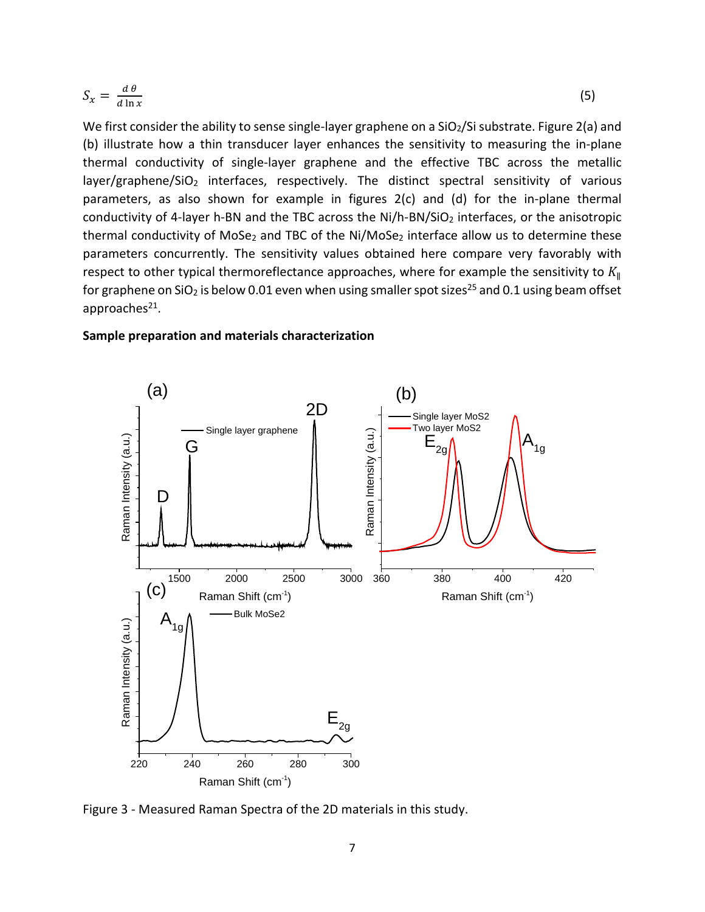$$S_x = \frac{d\,\theta}{d\ln x} \tag{5}$$

We first consider the ability to sense single-layer graphene on a $SiO_2$/Si substrate. Figure 2(a) and (b) illustrate how a thin transducer layer enhances the sensitivity to measuring the in-plane thermal conductivity of single-layer graphene and the effective TBC across the metallic layer/graphene/$SiO_2$ interfaces, respectively. The distinct spectral sensitivity of various parameters, as also shown for example in figures 2(c) and (d) for the in-plane thermal conductivity of 4-layer h-BN and the TBC across the Ni/h-BN/$SiO_2$ interfaces, or the anisotropic thermal conductivity of $MoSe_2$ and TBC of the Ni/$MoSe_2$ interface allow us to determine these parameters concurrently. The sensitivity values obtained here compare very favorably with respect to other typical thermoreflectance approaches, where for example the sensitivity to $K_{\parallel}$ for graphene on $SiO_2$ is below 0.01 even when using smaller spot sizes[25] and 0.1 using beam offset approaches[21].

**Sample preparation and materials characterization**

Figure 3 - Measured Raman Spectra of the 2D materials in this study.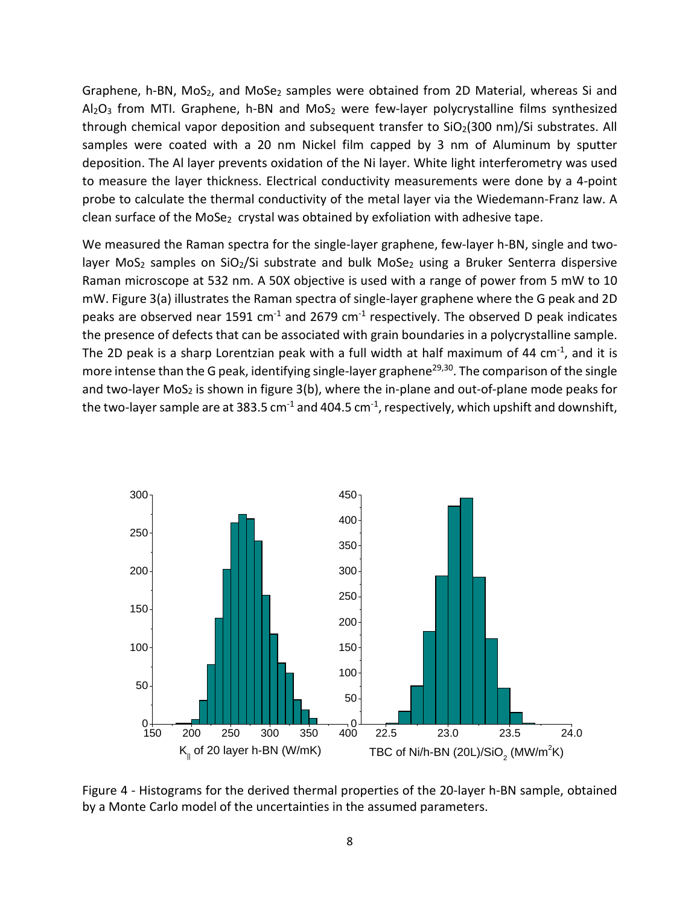Graphene, h-BN, $MoS_2$, and $MoSe_2$ samples were obtained from 2D Material, whereas Si and $Al_2O_3$ from MTI. Graphene, h-BN and $MoS_2$ were few-layer polycrystalline films synthesized through chemical vapor deposition and subsequent transfer to $SiO_2$(300 nm)/Si substrates. All samples were coated with a 20 nm Nickel film capped by 3 nm of Aluminum by sputter deposition. The Al layer prevents oxidation of the Ni layer. White light interferometry was used to measure the layer thickness. Electrical conductivity measurements were done by a 4-point probe to calculate the thermal conductivity of the metal layer via the Wiedemann-Franz law. A clean surface of the $MoSe_2$ crystal was obtained by exfoliation with adhesive tape.

We measured the Raman spectra for the single-layer graphene, few-layer h-BN, single and two-layer $MoS_2$ samples on $SiO_2$/Si substrate and bulk $MoSe_2$ using a Bruker Senterra dispersive Raman microscope at 532 nm. A 50X objective is used with a range of power from 5 mW to 10 mW. Figure 3(a) illustrates the Raman spectra of single-layer graphene where the G peak and 2D peaks are observed near 1591 $cm^{-1}$ and 2679 $cm^{-1}$ respectively. The observed D peak indicates the presence of defects that can be associated with grain boundaries in a polycrystalline sample. The 2D peak is a sharp Lorentzian peak with a full width at half maximum of 44 $cm^{-1}$, and it is more intense than the G peak, identifying single-layer graphene[29,30]. The comparison of the single and two-layer $MoS_2$ is shown in figure 3(b), where the in-plane and out-of-plane mode peaks for the two-layer sample are at 383.5 $cm^{-1}$ and 404.5 $cm^{-1}$, respectively, which upshift and downshift,

Figure 4 - Histograms for the derived thermal properties of the 20-layer h-BN sample, obtained by a Monte Carlo model of the uncertainties in the assumed parameters.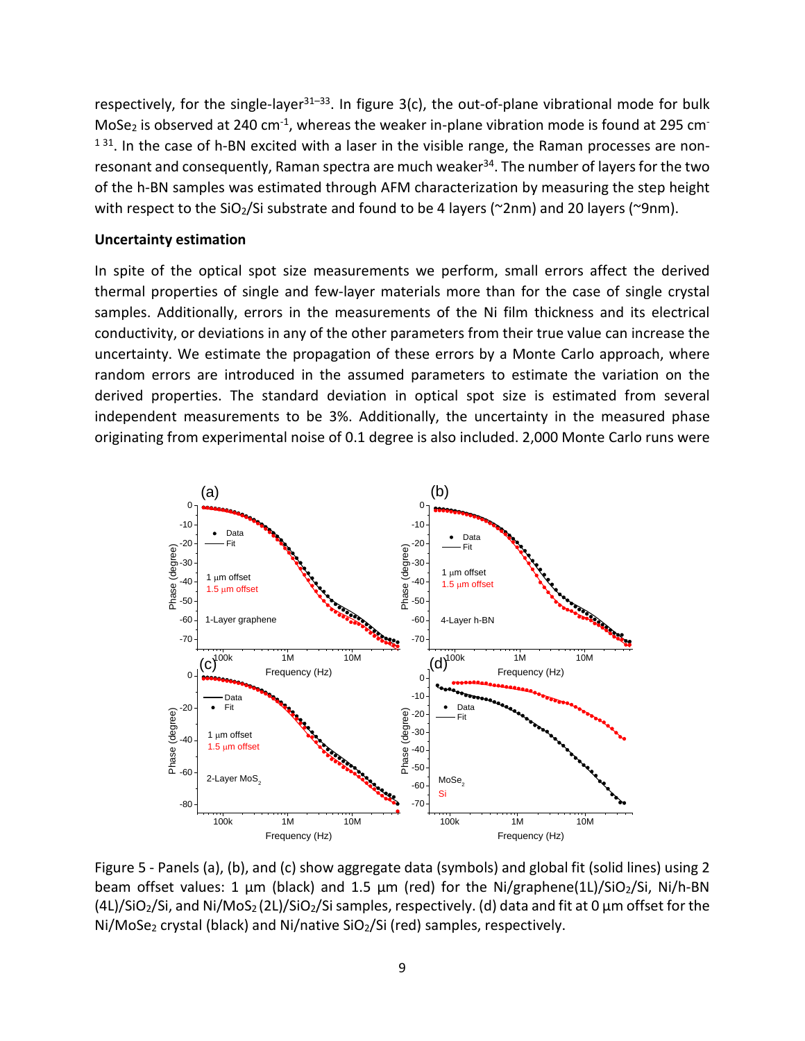respectively, for the single-layer[31–33]. In figure 3(c), the out-of-plane vibrational mode for bulk $MoSe_2$ is observed at 240 cm$^{-1}$, whereas the weaker in-plane vibration mode is found at 295 cm$^{-1}$ [31]. In the case of h-BN excited with a laser in the visible range, the Raman processes are non-resonant and consequently, Raman spectra are much weaker[34]. The number of layers for the two of the h-BN samples was estimated through AFM characterization by measuring the step height with respect to the $SiO_2$/Si substrate and found to be 4 layers (~2nm) and 20 layers (~9nm).

**Uncertainty estimation**

In spite of the optical spot size measurements we perform, small errors affect the derived thermal properties of single and few-layer materials more than for the case of single crystal samples. Additionally, errors in the measurements of the Ni film thickness and its electrical conductivity, or deviations in any of the other parameters from their true value can increase the uncertainty. We estimate the propagation of these errors by a Monte Carlo approach, where random errors are introduced in the assumed parameters to estimate the variation on the derived properties. The standard deviation in optical spot size is estimated from several independent measurements to be 3%. Additionally, the uncertainty in the measured phase originating from experimental noise of 0.1 degree is also included. 2,000 Monte Carlo runs were

Figure 5 - Panels (a), (b), and (c) show aggregate data (symbols) and global fit (solid lines) using 2 beam offset values: 1 µm (black) and 1.5 µm (red) for the Ni/graphene(1L)/$SiO_2$/Si, Ni/h-BN (4L)/$SiO_2$/Si, and Ni/$MoS_2$ (2L)/$SiO_2$/Si samples, respectively. (d) data and fit at 0 µm offset for the Ni/$MoSe_2$ crystal (black) and Ni/native $SiO_2$/Si (red) samples, respectively.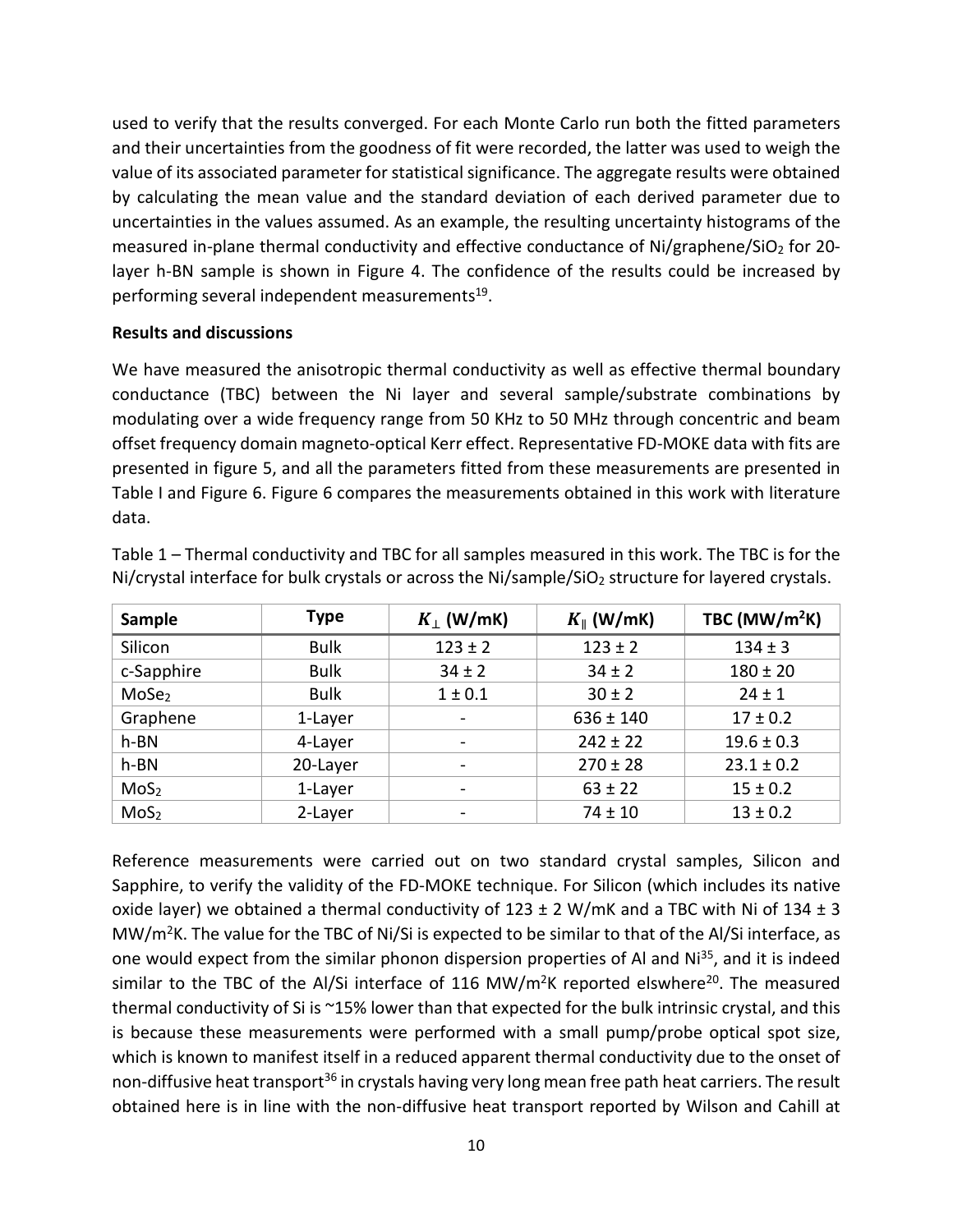used to verify that the results converged. For each Monte Carlo run both the fitted parameters and their uncertainties from the goodness of fit were recorded, the latter was used to weigh the value of its associated parameter for statistical significance. The aggregate results were obtained by calculating the mean value and the standard deviation of each derived parameter due to uncertainties in the values assumed. As an example, the resulting uncertainty histograms of the measured in-plane thermal conductivity and effective conductance of Ni/graphene/$SiO_2$ for 20-layer h-BN sample is shown in Figure 4. The confidence of the results could be increased by performing several independent measurements[19].

**Results and discussions**

We have measured the anisotropic thermal conductivity as well as effective thermal boundary conductance (TBC) between the Ni layer and several sample/substrate combinations by modulating over a wide frequency range from 50 KHz to 50 MHz through concentric and beam offset frequency domain magneto-optical Kerr effect. Representative FD-MOKE data with fits are presented in figure 5, and all the parameters fitted from these measurements are presented in Table I and Figure 6. Figure 6 compares the measurements obtained in this work with literature data.

Table 1 – Thermal conductivity and TBC for all samples measured in this work. The TBC is for the Ni/crystal interface for bulk crystals or across the Ni/sample/$SiO_2$ structure for layered crystals.

| Sample | Type | $K_{\perp}$ (W/mK) | $K_{\parallel}$ (W/mK) | TBC (MW/m$^2$K) |
|---|---|---|---|---|
| Silicon | Bulk | 123 ± 2 | 123 ± 2 | 134 ± 3 |
| c-Sapphire | Bulk | 34 ± 2 | 34 ± 2 | 180 ± 20 |
| $MoSe_2$ | Bulk | 1 ± 0.1 | 30 ± 2 | 24 ± 1 |
| Graphene | 1-Layer | - | 636 ± 140 | 17 ± 0.2 |
| h-BN | 4-Layer | - | 242 ± 22 | 19.6 ± 0.3 |
| h-BN | 20-Layer | - | 270 ± 28 | 23.1 ± 0.2 |
| $MoS_2$ | 1-Layer | - | 63 ± 22 | 15 ± 0.2 |
| $MoS_2$ | 2-Layer | - | 74 ± 10 | 13 ± 0.2 |

Reference measurements were carried out on two standard crystal samples, Silicon and Sapphire, to verify the validity of the FD-MOKE technique. For Silicon (which includes its native oxide layer) we obtained a thermal conductivity of 123 ± 2 W/mK and a TBC with Ni of 134 ± 3 MW/m$^2$K. The value for the TBC of Ni/Si is expected to be similar to that of the Al/Si interface, as one would expect from the similar phonon dispersion properties of Al and Ni[35], and it is indeed similar to the TBC of the Al/Si interface of 116 MW/m$^2$K reported elswhere[20]. The measured thermal conductivity of Si is ~15% lower than that expected for the bulk intrinsic crystal, and this is because these measurements were performed with a small pump/probe optical spot size, which is known to manifest itself in a reduced apparent thermal conductivity due to the onset of non-diffusive heat transport[36] in crystals having very long mean free path heat carriers. The result obtained here is in line with the non-diffusive heat transport reported by Wilson and Cahill at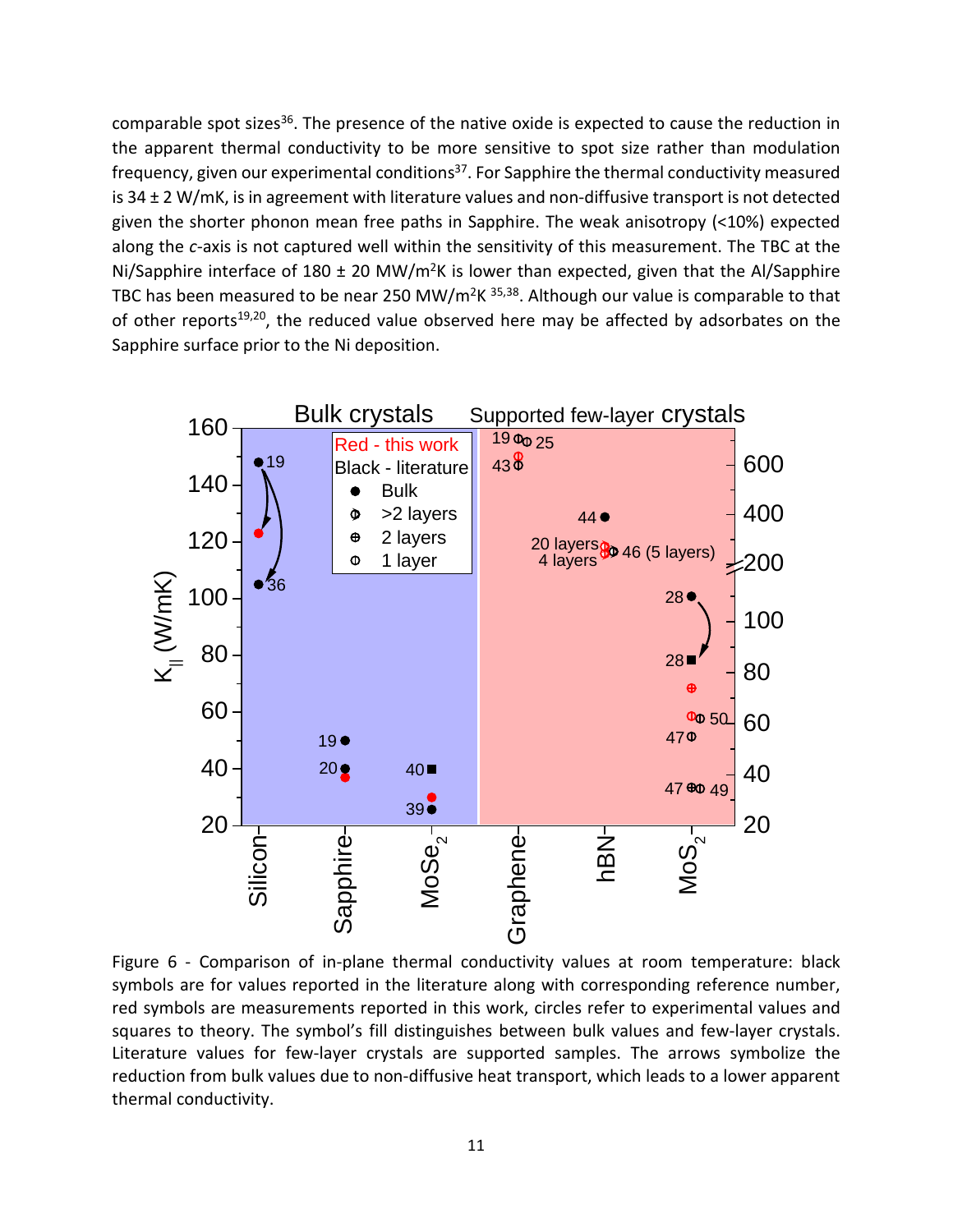comparable spot sizes[36]. The presence of the native oxide is expected to cause the reduction in the apparent thermal conductivity to be more sensitive to spot size rather than modulation frequency, given our experimental conditions[37]. For Sapphire the thermal conductivity measured is 34 ± 2 W/mK, is in agreement with literature values and non-diffusive transport is not detected given the shorter phonon mean free paths in Sapphire. The weak anisotropy (<10%) expected along the *c*-axis is not captured well within the sensitivity of this measurement. The TBC at the Ni/Sapphire interface of 180 ± 20 MW/m$^2$K is lower than expected, given that the Al/Sapphire TBC has been measured to be near 250 MW/m$^2$K [35,38]. Although our value is comparable to that of other reports[19,20], the reduced value observed here may be affected by adsorbates on the Sapphire surface prior to the Ni deposition.

Figure 6 - Comparison of in-plane thermal conductivity values at room temperature: black symbols are for values reported in the literature along with corresponding reference number, red symbols are measurements reported in this work, circles refer to experimental values and squares to theory. The symbol's fill distinguishes between bulk values and few-layer crystals. Literature values for few-layer crystals are supported samples. The arrows symbolize the reduction from bulk values due to non-diffusive heat transport, which leads to a lower apparent thermal conductivity.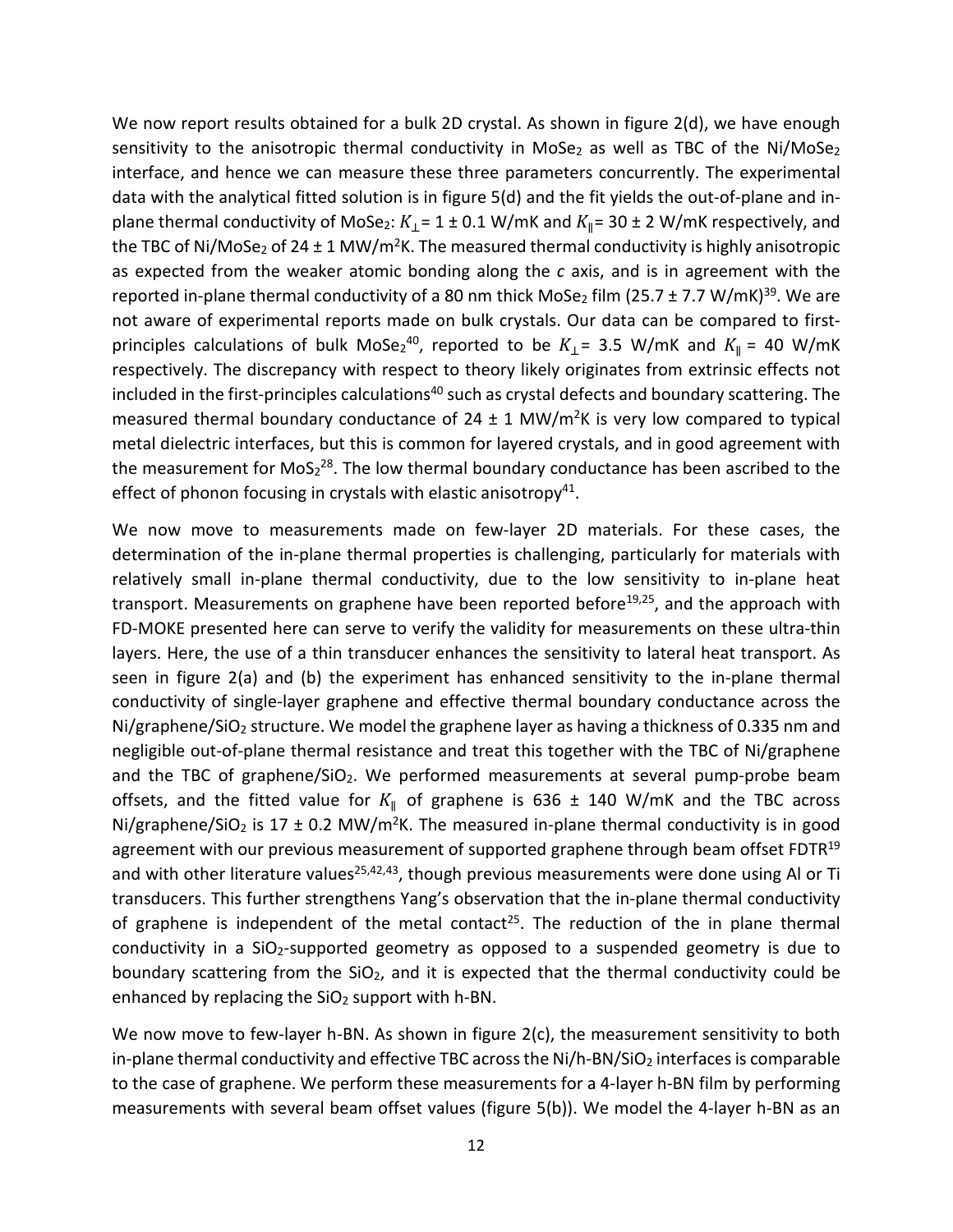We now report results obtained for a bulk 2D crystal. As shown in figure 2(d), we have enough sensitivity to the anisotropic thermal conductivity in $MoSe_2$ as well as TBC of the $Ni/MoSe_2$ interface, and hence we can measure these three parameters concurrently. The experimental data with the analytical fitted solution is in figure 5(d) and the fit yields the out-of-plane and in-plane thermal conductivity of $MoSe_2$: $K_{\perp} = 1 \pm 0.1$ W/mK and $K_{\parallel} = 30 \pm 2$ W/mK respectively, and the TBC of $Ni/MoSe_2$ of $24 \pm 1$ MW/m$^2$K. The measured thermal conductivity is highly anisotropic as expected from the weaker atomic bonding along the *c* axis, and is in agreement with the reported in-plane thermal conductivity of a 80 nm thick $MoSe_2$ film ($25.7 \pm 7.7$ W/mK)[39]. We are not aware of experimental reports made on bulk crystals. Our data can be compared to first-principles calculations of bulk $MoSe_2$[40], reported to be $K_{\perp} = 3.5$ W/mK and $K_{\parallel} = 40$ W/mK respectively. The discrepancy with respect to theory likely originates from extrinsic effects not included in the first-principles calculations[40] such as crystal defects and boundary scattering. The measured thermal boundary conductance of $24 \pm 1$ MW/m$^2$K is very low compared to typical metal dielectric interfaces, but this is common for layered crystals, and in good agreement with the measurement for $MoS_2$[28]. The low thermal boundary conductance has been ascribed to the effect of phonon focusing in crystals with elastic anisotropy[41].

We now move to measurements made on few-layer 2D materials. For these cases, the determination of the in-plane thermal properties is challenging, particularly for materials with relatively small in-plane thermal conductivity, due to the low sensitivity to in-plane heat transport. Measurements on graphene have been reported before[19,25], and the approach with FD-MOKE presented here can serve to verify the validity for measurements on these ultra-thin layers. Here, the use of a thin transducer enhances the sensitivity to lateral heat transport. As seen in figure 2(a) and (b) the experiment has enhanced sensitivity to the in-plane thermal conductivity of single-layer graphene and effective thermal boundary conductance across the $Ni/graphene/SiO_2$ structure. We model the graphene layer as having a thickness of 0.335 nm and negligible out-of-plane thermal resistance and treat this together with the TBC of Ni/graphene and the TBC of $graphene/SiO_2$. We performed measurements at several pump-probe beam offsets, and the fitted value for $K_{\parallel}$ of graphene is $636 \pm 140$ W/mK and the TBC across $Ni/graphene/SiO_2$ is $17 \pm 0.2$ MW/m$^2$K. The measured in-plane thermal conductivity is in good agreement with our previous measurement of supported graphene through beam offset FDTR[19] and with other literature values[25,42,43], though previous measurements were done using Al or Ti transducers. This further strengthens Yang's observation that the in-plane thermal conductivity of graphene is independent of the metal contact[25]. The reduction of the in plane thermal conductivity in a $SiO_2$-supported geometry as opposed to a suspended geometry is due to boundary scattering from the $SiO_2$, and it is expected that the thermal conductivity could be enhanced by replacing the $SiO_2$ support with h-BN.

We now move to few-layer h-BN. As shown in figure 2(c), the measurement sensitivity to both in-plane thermal conductivity and effective TBC across the $Ni/h\text{-}BN/SiO_2$ interfaces is comparable to the case of graphene. We perform these measurements for a 4-layer h-BN film by performing measurements with several beam offset values (figure 5(b)). We model the 4-layer h-BN as an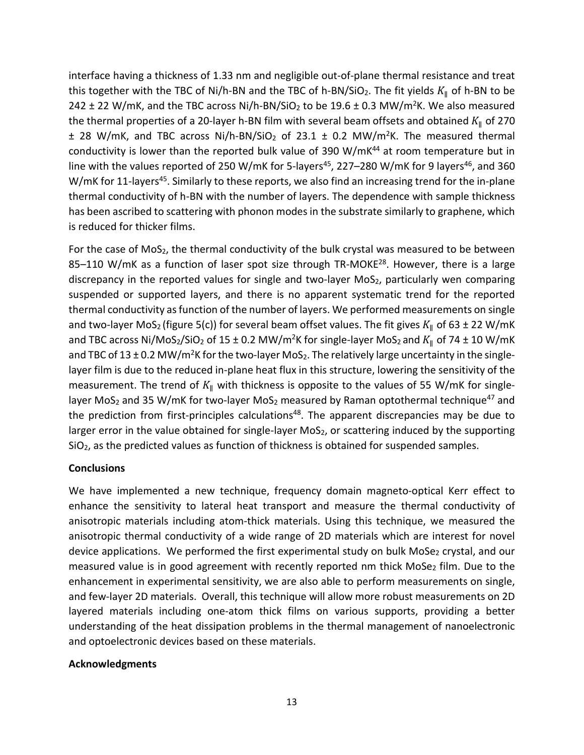interface having a thickness of 1.33 nm and negligible out-of-plane thermal resistance and treat this together with the TBC of Ni/h-BN and the TBC of h-BN/$SiO_2$. The fit yields $K_{\parallel}$ of h-BN to be 242 ± 22 W/mK, and the TBC across Ni/h-BN/$SiO_2$ to be 19.6 ± 0.3 MW/$m^2$K. We also measured the thermal properties of a 20-layer h-BN film with several beam offsets and obtained $K_{\parallel}$ of 270 ± 28 W/mK, and TBC across Ni/h-BN/$SiO_2$ of 23.1 ± 0.2 MW/$m^2$K. The measured thermal conductivity is lower than the reported bulk value of 390 W/mK[44] at room temperature but in line with the values reported of 250 W/mK for 5-layers[45], 227–280 W/mK for 9 layers[46], and 360 W/mK for 11-layers[45]. Similarly to these reports, we also find an increasing trend for the in-plane thermal conductivity of h-BN with the number of layers. The dependence with sample thickness has been ascribed to scattering with phonon modes in the substrate similarly to graphene, which is reduced for thicker films.

For the case of $MoS_2$, the thermal conductivity of the bulk crystal was measured to be between 85–110 W/mK as a function of laser spot size through TR-MOKE[28]. However, there is a large discrepancy in the reported values for single and two-layer $MoS_2$, particularly wen comparing suspended or supported layers, and there is no apparent systematic trend for the reported thermal conductivity as function of the number of layers. We performed measurements on single and two-layer $MoS_2$ (figure 5(c)) for several beam offset values. The fit gives $K_{\parallel}$ of 63 ± 22 W/mK and TBC across Ni/$MoS_2$/$SiO_2$ of 15 ± 0.2 MW/$m^2$K for single-layer $MoS_2$ and $K_{\parallel}$ of 74 ± 10 W/mK and TBC of 13 ± 0.2 MW/$m^2$K for the two-layer $MoS_2$. The relatively large uncertainty in the single-layer film is due to the reduced in-plane heat flux in this structure, lowering the sensitivity of the measurement. The trend of $K_{\parallel}$ with thickness is opposite to the values of 55 W/mK for single-layer $MoS_2$ and 35 W/mK for two-layer $MoS_2$ measured by Raman optothermal technique[47] and the prediction from first-principles calculations[48]. The apparent discrepancies may be due to larger error in the value obtained for single-layer $MoS_2$, or scattering induced by the supporting $SiO_2$, as the predicted values as function of thickness is obtained for suspended samples.

**Conclusions**

We have implemented a new technique, frequency domain magneto-optical Kerr effect to enhance the sensitivity to lateral heat transport and measure the thermal conductivity of anisotropic materials including atom-thick materials. Using this technique, we measured the anisotropic thermal conductivity of a wide range of 2D materials which are interest for novel device applications. We performed the first experimental study on bulk $MoSe_2$ crystal, and our measured value is in good agreement with recently reported nm thick $MoSe_2$ film. Due to the enhancement in experimental sensitivity, we are also able to perform measurements on single, and few-layer 2D materials. Overall, this technique will allow more robust measurements on 2D layered materials including one-atom thick films on various supports, providing a better understanding of the heat dissipation problems in the thermal management of nanoelectronic and optoelectronic devices based on these materials.

**Acknowledgments**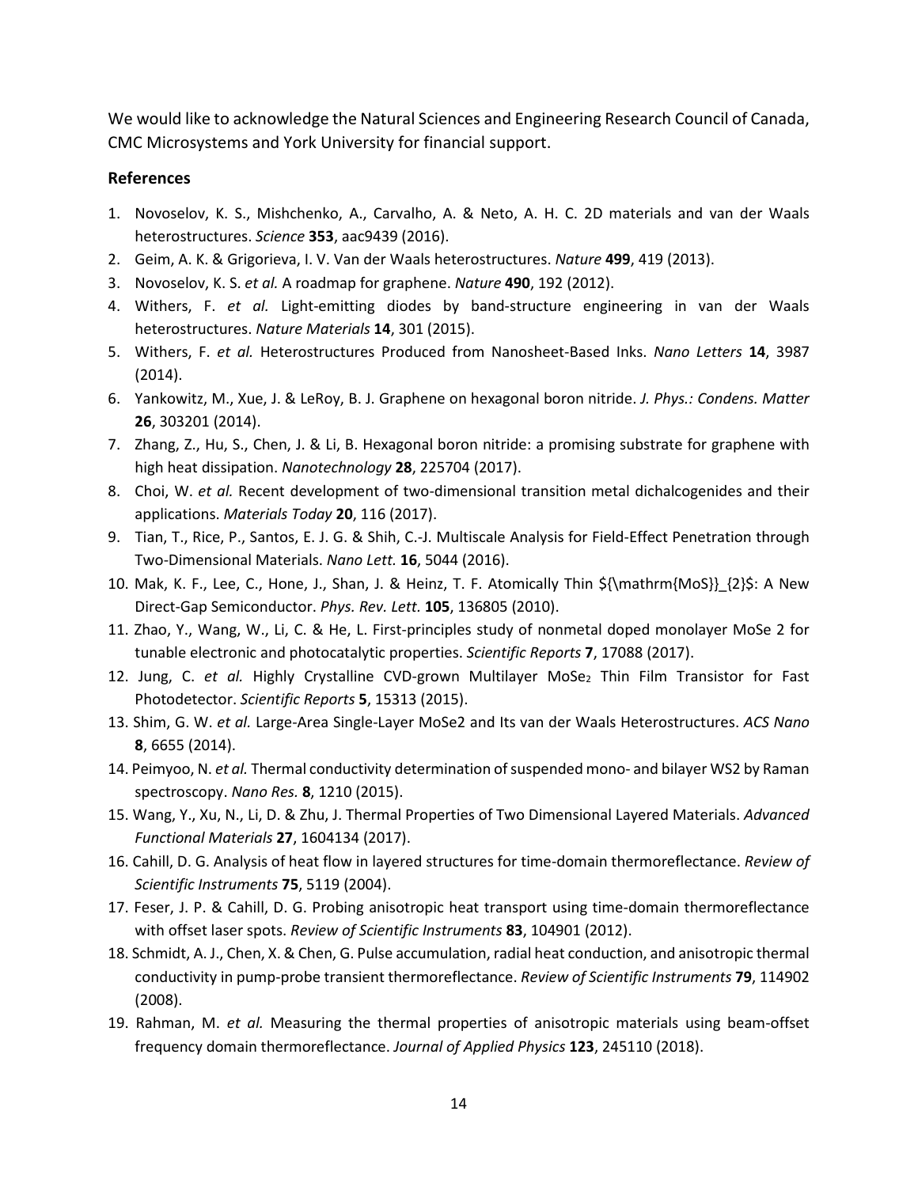We would like to acknowledge the Natural Sciences and Engineering Research Council of Canada, CMC Microsystems and York University for financial support.

### References

1. Novoselov, K. S., Mishchenko, A., Carvalho, A. & Neto, A. H. C. 2D materials and van der Waals heterostructures. *Science* **353**, aac9439 (2016).
2. Geim, A. K. & Grigorieva, I. V. Van der Waals heterostructures. *Nature* **499**, 419 (2013).
3. Novoselov, K. S. *et al.* A roadmap for graphene. *Nature* **490**, 192 (2012).
4. Withers, F. *et al.* Light-emitting diodes by band-structure engineering in van der Waals heterostructures. *Nature Materials* **14**, 301 (2015).
5. Withers, F. *et al.* Heterostructures Produced from Nanosheet-Based Inks. *Nano Letters* **14**, 3987 (2014).
6. Yankowitz, M., Xue, J. & LeRoy, B. J. Graphene on hexagonal boron nitride. *J. Phys.: Condens. Matter* **26**, 303201 (2014).
7. Zhang, Z., Hu, S., Chen, J. & Li, B. Hexagonal boron nitride: a promising substrate for graphene with high heat dissipation. *Nanotechnology* **28**, 225704 (2017).
8. Choi, W. *et al.* Recent development of two-dimensional transition metal dichalcogenides and their applications. *Materials Today* **20**, 116 (2017).
9. Tian, T., Rice, P., Santos, E. J. G. & Shih, C.-J. Multiscale Analysis for Field-Effect Penetration through Two-Dimensional Materials. *Nano Lett.* **16**, 5044 (2016).
10. Mak, K. F., Lee, C., Hone, J., Shan, J. & Heinz, T. F. Atomically Thin ${\mathrm{MoS}}_{2}$: A New Direct-Gap Semiconductor. *Phys. Rev. Lett.* **105**, 136805 (2010).
11. Zhao, Y., Wang, W., Li, C. & He, L. First-principles study of nonmetal doped monolayer MoSe 2 for tunable electronic and photocatalytic properties. *Scientific Reports* **7**, 17088 (2017).
12. Jung, C. *et al.* Highly Crystalline CVD-grown Multilayer $MoSe_2$ Thin Film Transistor for Fast Photodetector. *Scientific Reports* **5**, 15313 (2015).
13. Shim, G. W. *et al.* Large-Area Single-Layer MoSe2 and Its van der Waals Heterostructures. *ACS Nano* **8**, 6655 (2014).
14. Peimyoo, N. *et al.* Thermal conductivity determination of suspended mono- and bilayer WS2 by Raman spectroscopy. *Nano Res.* **8**, 1210 (2015).
15. Wang, Y., Xu, N., Li, D. & Zhu, J. Thermal Properties of Two Dimensional Layered Materials. *Advanced Functional Materials* **27**, 1604134 (2017).
16. Cahill, D. G. Analysis of heat flow in layered structures for time-domain thermoreflectance. *Review of Scientific Instruments* **75**, 5119 (2004).
17. Feser, J. P. & Cahill, D. G. Probing anisotropic heat transport using time-domain thermoreflectance with offset laser spots. *Review of Scientific Instruments* **83**, 104901 (2012).
18. Schmidt, A. J., Chen, X. & Chen, G. Pulse accumulation, radial heat conduction, and anisotropic thermal conductivity in pump-probe transient thermoreflectance. *Review of Scientific Instruments* **79**, 114902 (2008).
19. Rahman, M. *et al.* Measuring the thermal properties of anisotropic materials using beam-offset frequency domain thermoreflectance. *Journal of Applied Physics* **123**, 245110 (2018).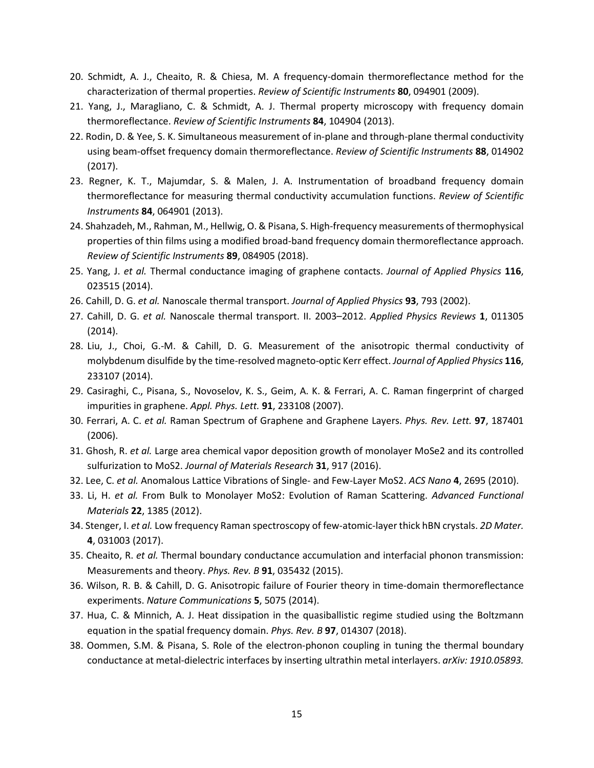20. Schmidt, A. J., Cheaito, R. & Chiesa, M. A frequency-domain thermoreflectance method for the characterization of thermal properties. *Review of Scientific Instruments* **80**, 094901 (2009).
21. Yang, J., Maragliano, C. & Schmidt, A. J. Thermal property microscopy with frequency domain thermoreflectance. *Review of Scientific Instruments* **84**, 104904 (2013).
22. Rodin, D. & Yee, S. K. Simultaneous measurement of in-plane and through-plane thermal conductivity using beam-offset frequency domain thermoreflectance. *Review of Scientific Instruments* **88**, 014902 (2017).
23. Regner, K. T., Majumdar, S. & Malen, J. A. Instrumentation of broadband frequency domain thermoreflectance for measuring thermal conductivity accumulation functions. *Review of Scientific Instruments* **84**, 064901 (2013).
24. Shahzadeh, M., Rahman, M., Hellwig, O. & Pisana, S. High-frequency measurements of thermophysical properties of thin films using a modified broad-band frequency domain thermoreflectance approach. *Review of Scientific Instruments* **89**, 084905 (2018).
25. Yang, J. *et al.* Thermal conductance imaging of graphene contacts. *Journal of Applied Physics* **116**, 023515 (2014).
26. Cahill, D. G. *et al.* Nanoscale thermal transport. *Journal of Applied Physics* **93**, 793 (2002).
27. Cahill, D. G. *et al.* Nanoscale thermal transport. II. 2003–2012. *Applied Physics Reviews* **1**, 011305 (2014).
28. Liu, J., Choi, G.-M. & Cahill, D. G. Measurement of the anisotropic thermal conductivity of molybdenum disulfide by the time-resolved magneto-optic Kerr effect. *Journal of Applied Physics* **116**, 233107 (2014).
29. Casiraghi, C., Pisana, S., Novoselov, K. S., Geim, A. K. & Ferrari, A. C. Raman fingerprint of charged impurities in graphene. *Appl. Phys. Lett.* **91**, 233108 (2007).
30. Ferrari, A. C. *et al.* Raman Spectrum of Graphene and Graphene Layers. *Phys. Rev. Lett.* **97**, 187401 (2006).
31. Ghosh, R. *et al.* Large area chemical vapor deposition growth of monolayer MoSe2 and its controlled sulfurization to MoS2. *Journal of Materials Research* **31**, 917 (2016).
32. Lee, C. *et al.* Anomalous Lattice Vibrations of Single- and Few-Layer MoS2. *ACS Nano* **4**, 2695 (2010).
33. Li, H. *et al.* From Bulk to Monolayer MoS2: Evolution of Raman Scattering. *Advanced Functional Materials* **22**, 1385 (2012).
34. Stenger, I. *et al.* Low frequency Raman spectroscopy of few-atomic-layer thick hBN crystals. *2D Mater.* **4**, 031003 (2017).
35. Cheaito, R. *et al.* Thermal boundary conductance accumulation and interfacial phonon transmission: Measurements and theory. *Phys. Rev. B* **91**, 035432 (2015).
36. Wilson, R. B. & Cahill, D. G. Anisotropic failure of Fourier theory in time-domain thermoreflectance experiments. *Nature Communications* **5**, 5075 (2014).
37. Hua, C. & Minnich, A. J. Heat dissipation in the quasiballistic regime studied using the Boltzmann equation in the spatial frequency domain. *Phys. Rev. B* **97**, 014307 (2018).
38. Oommen, S.M. & Pisana, S. Role of the electron-phonon coupling in tuning the thermal boundary conductance at metal-dielectric interfaces by inserting ultrathin metal interlayers. *arXiv: 1910.05893.*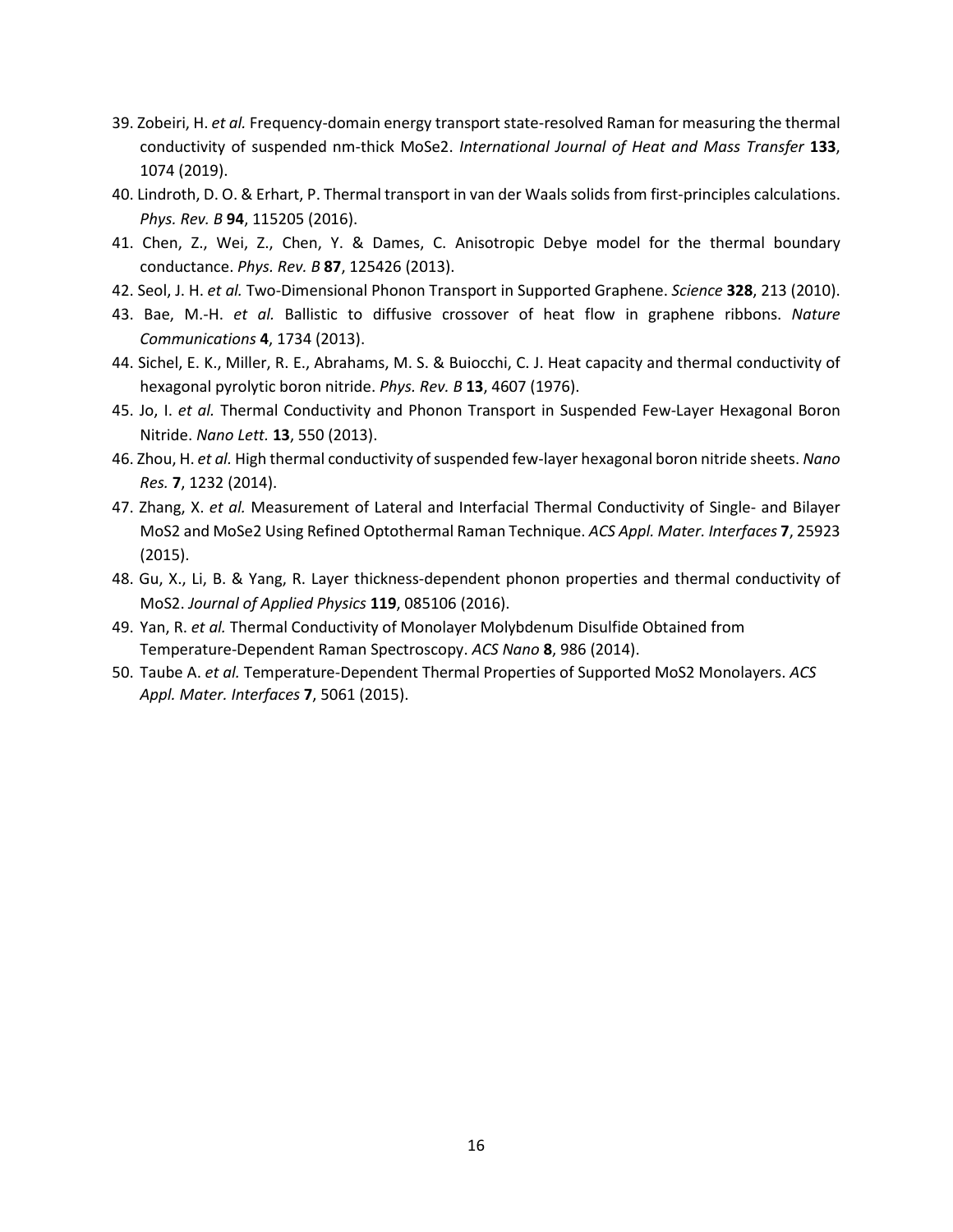39. Zobeiri, H. *et al.* Frequency-domain energy transport state-resolved Raman for measuring the thermal conductivity of suspended nm-thick MoSe2. *International Journal of Heat and Mass Transfer* **133**, 1074 (2019).
40. Lindroth, D. O. & Erhart, P. Thermal transport in van der Waals solids from first-principles calculations. *Phys. Rev. B* **94**, 115205 (2016).
41. Chen, Z., Wei, Z., Chen, Y. & Dames, C. Anisotropic Debye model for the thermal boundary conductance. *Phys. Rev. B* **87**, 125426 (2013).
42. Seol, J. H. *et al.* Two-Dimensional Phonon Transport in Supported Graphene. *Science* **328**, 213 (2010).
43. Bae, M.-H. *et al.* Ballistic to diffusive crossover of heat flow in graphene ribbons. *Nature Communications* **4**, 1734 (2013).
44. Sichel, E. K., Miller, R. E., Abrahams, M. S. & Buiocchi, C. J. Heat capacity and thermal conductivity of hexagonal pyrolytic boron nitride. *Phys. Rev. B* **13**, 4607 (1976).
45. Jo, I. *et al.* Thermal Conductivity and Phonon Transport in Suspended Few-Layer Hexagonal Boron Nitride. *Nano Lett.* **13**, 550 (2013).
46. Zhou, H. *et al.* High thermal conductivity of suspended few-layer hexagonal boron nitride sheets. *Nano Res.* **7**, 1232 (2014).
47. Zhang, X. *et al.* Measurement of Lateral and Interfacial Thermal Conductivity of Single- and Bilayer MoS2 and MoSe2 Using Refined Optothermal Raman Technique. *ACS Appl. Mater. Interfaces* **7**, 25923 (2015).
48. Gu, X., Li, B. & Yang, R. Layer thickness-dependent phonon properties and thermal conductivity of MoS2. *Journal of Applied Physics* **119**, 085106 (2016).
49. Yan, R. *et al.* Thermal Conductivity of Monolayer Molybdenum Disulfide Obtained from Temperature-Dependent Raman Spectroscopy. *ACS Nano* **8**, 986 (2014).
50. Taube A. *et al.* Temperature-Dependent Thermal Properties of Supported MoS2 Monolayers. *ACS Appl. Mater. Interfaces* **7**, 5061 (2015).